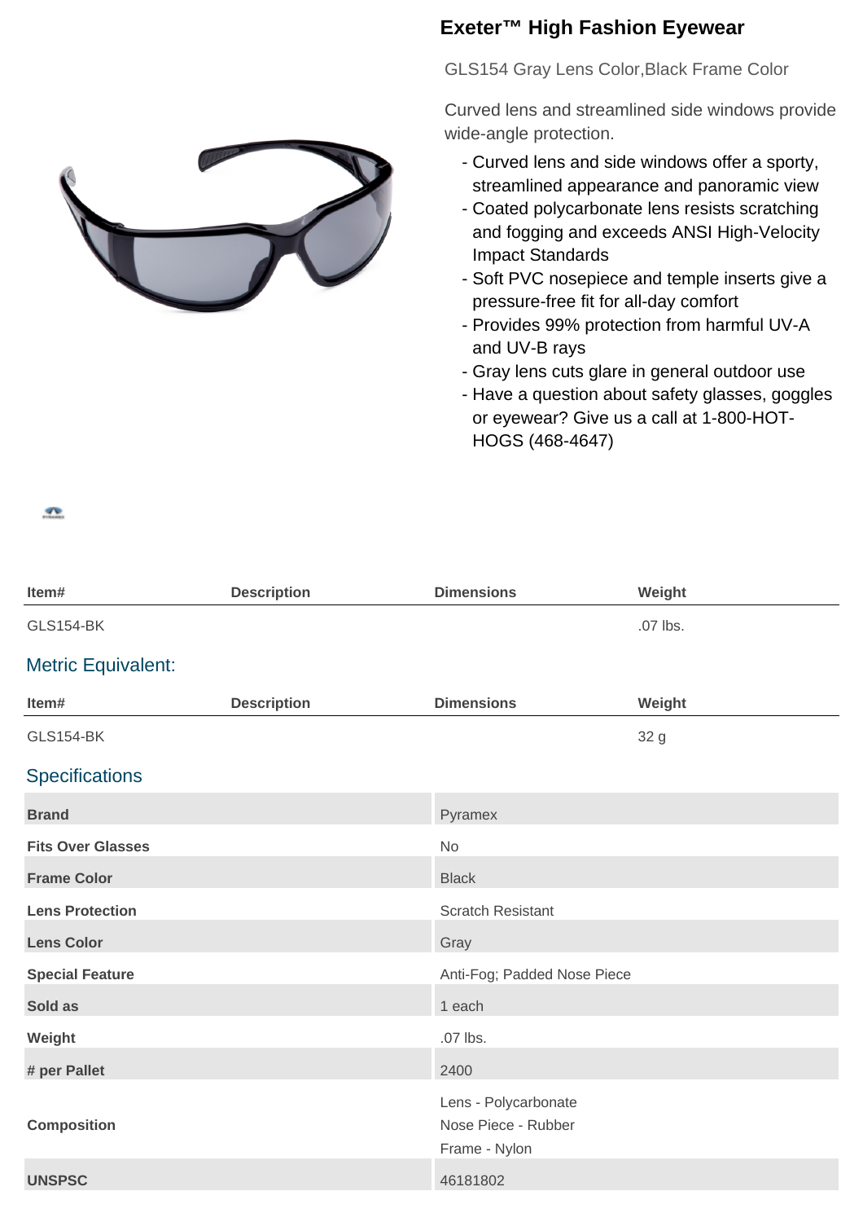# Exeter™ High Fashion Eyewear

GLS154 Gray Lens Color,Black Frame Color

Curved lens and streamlined side windows provide wide-angle protection.

- Curved lens and side windows offer a sporty, streamlined appearance and panoramic view
- Coated polycarbonate lens resists scratching and fogging and exceeds ANSI High-Velocity Impact Standards
- Soft PVC nosepiece and temple inserts give a pressure-free fit for all-day comfort
- Provides 99% protection from harmful UV-A and UV-B rays
- Gray lens cuts glare in general outdoor use
- Have a question about safety glasses, goggles or eyewear? Give us a call at 1-800-HOT-HOGS (468-4647)

| Item# | Description | Dimensions | Weight |
|---|---|---|---|
| GLS154-BK | | | .07 lbs. |

## Metric Equivalent:

| Item# | Description | Dimensions | Weight |
|---|---|---|---|
| GLS154-BK | | | 32 g |

## Specifications

| | |
|---|---|
| **Brand** | Pyramex |
| **Fits Over Glasses** | No |
| **Frame Color** | Black |
| **Lens Protection** | Scratch Resistant |
| **Lens Color** | Gray |
| **Special Feature** | Anti-Fog; Padded Nose Piece |
| **Sold as** | 1 each |
| **Weight** | .07 lbs. |
| **# per Pallet** | 2400 |
| **Composition** | Lens - Polycarbonate<br>Nose Piece - Rubber<br>Frame - Nylon |
| **UNSPSC** | 46181802 |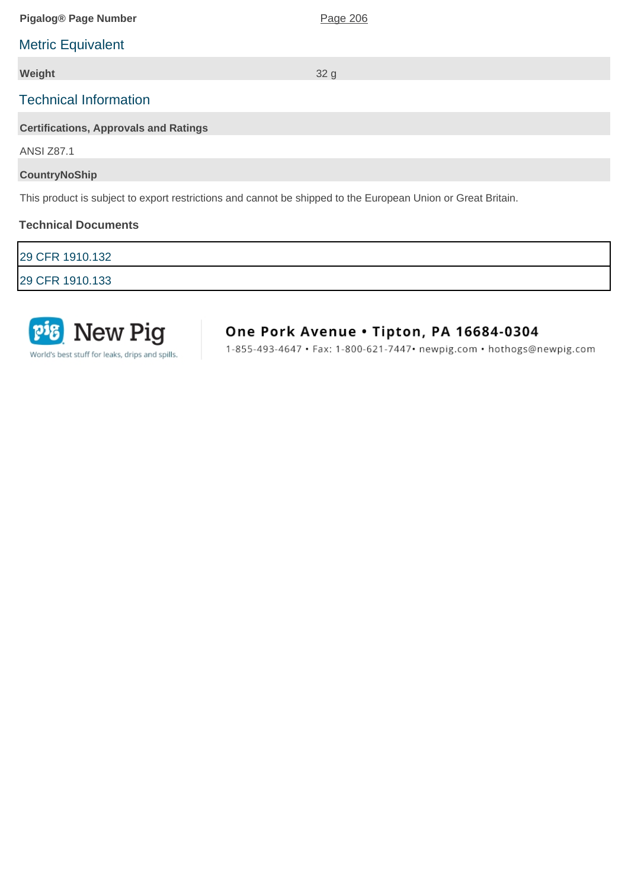| | |
|---|---|
| **Pigalog® Page Number** | Page 206 |

## Metric Equivalent

| | |
|---|---|
| **Weight** | 32 g |

## Technical Information

**Certifications, Approvals and Ratings**

ANSI Z87.1

**CountryNoShip**

This product is subject to export restrictions and cannot be shipped to the European Union or Great Britain.

### Technical Documents

| |
|---|
| 29 CFR 1910.132 |
| 29 CFR 1910.133 |

New Pig

World's best stuff for leaks, drips and spills.

**One Pork Avenue • Tipton, PA 16684-0304**

1-855-493-4647 • Fax: 1-800-621-7447• newpig.com • hothogs@newpig.com